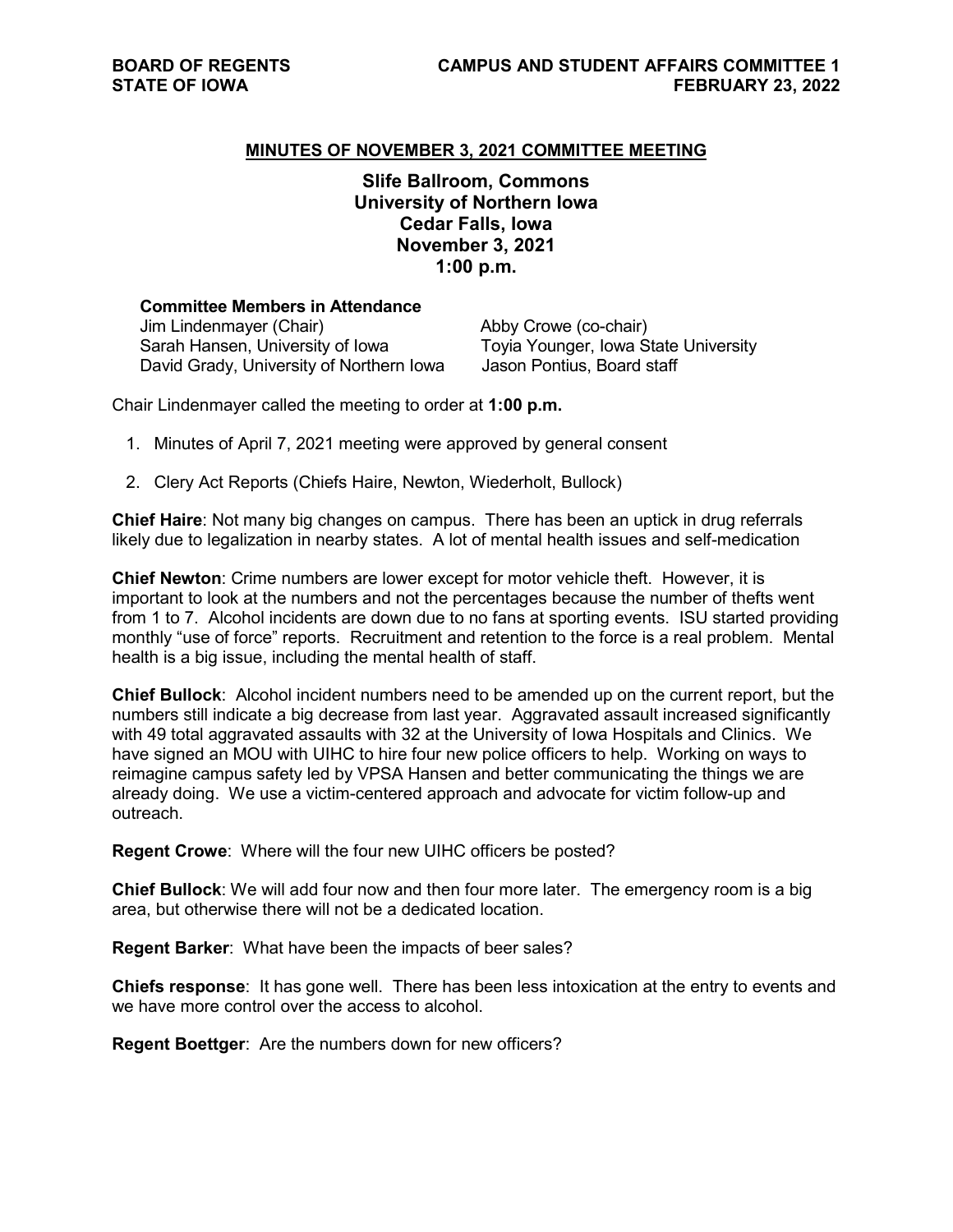## MINUTES OF NOVEMBER 3, 2021 COMMITTEE MEETING

**Slife Ballroom, Commons**
**University of Northern Iowa**
**Cedar Falls, Iowa**
**November 3, 2021**
**1:00 p.m.**

**Committee Members in Attendance**

| | |
|---|---|
| Jim Lindenmayer (Chair) | Abby Crowe (co-chair) |
| Sarah Hansen, University of Iowa | Toyia Younger, Iowa State University |
| David Grady, University of Northern Iowa | Jason Pontius, Board staff |

Chair Lindenmayer called the meeting to order at **1:00 p.m.**

1. Minutes of April 7, 2021 meeting were approved by general consent
2. Clery Act Reports (Chiefs Haire, Newton, Wiederholt, Bullock)

**Chief Haire**: Not many big changes on campus. There has been an uptick in drug referrals likely due to legalization in nearby states. A lot of mental health issues and self-medication

**Chief Newton**: Crime numbers are lower except for motor vehicle theft. However, it is important to look at the numbers and not the percentages because the number of thefts went from 1 to 7. Alcohol incidents are down due to no fans at sporting events. ISU started providing monthly "use of force" reports. Recruitment and retention to the force is a real problem. Mental health is a big issue, including the mental health of staff.

**Chief Bullock**: Alcohol incident numbers need to be amended up on the current report, but the numbers still indicate a big decrease from last year. Aggravated assault increased significantly with 49 total aggravated assaults with 32 at the University of Iowa Hospitals and Clinics. We have signed an MOU with UIHC to hire four new police officers to help. Working on ways to reimagine campus safety led by VPSA Hansen and better communicating the things we are already doing. We use a victim-centered approach and advocate for victim follow-up and outreach.

**Regent Crowe**: Where will the four new UIHC officers be posted?

**Chief Bullock**: We will add four now and then four more later. The emergency room is a big area, but otherwise there will not be a dedicated location.

**Regent Barker**: What have been the impacts of beer sales?

**Chiefs response**: It has gone well. There has been less intoxication at the entry to events and we have more control over the access to alcohol.

**Regent Boettger**: Are the numbers down for new officers?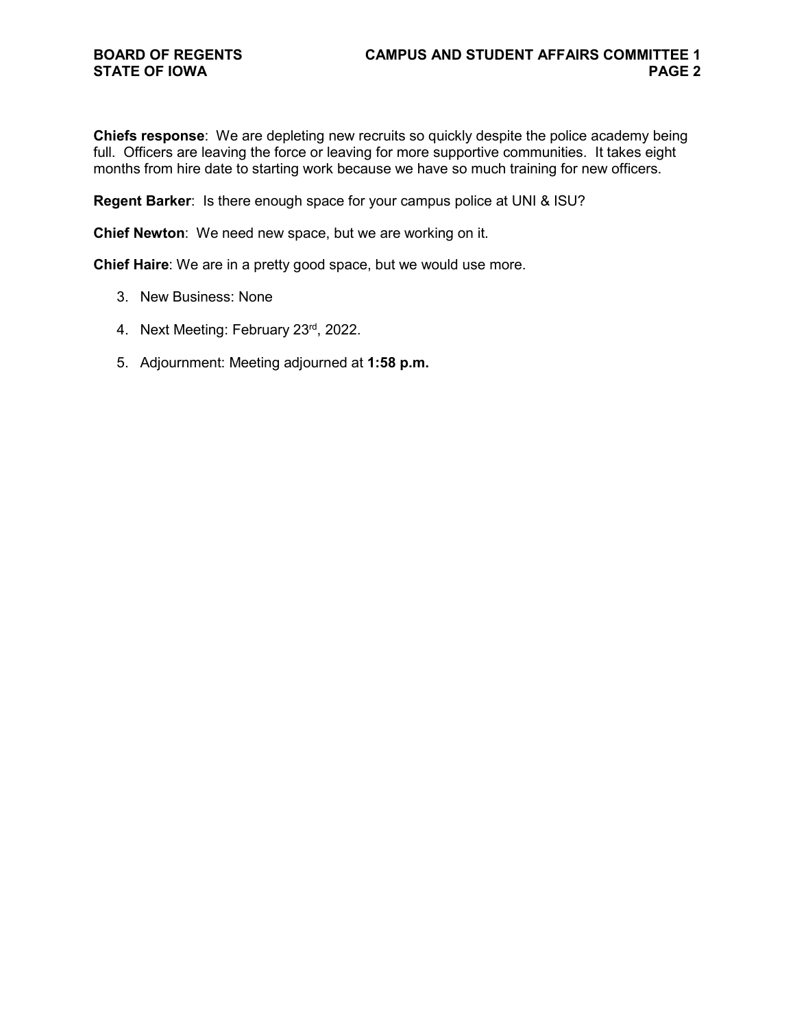**Chiefs response**: We are depleting new recruits so quickly despite the police academy being full. Officers are leaving the force or leaving for more supportive communities. It takes eight months from hire date to starting work because we have so much training for new officers.

**Regent Barker**: Is there enough space for your campus police at UNI & ISU?

**Chief Newton**: We need new space, but we are working on it.

**Chief Haire**: We are in a pretty good space, but we would use more.

3. New Business: None
4. Next Meeting: February 23rd, 2022.
5. Adjournment: Meeting adjourned at **1:58 p.m.**